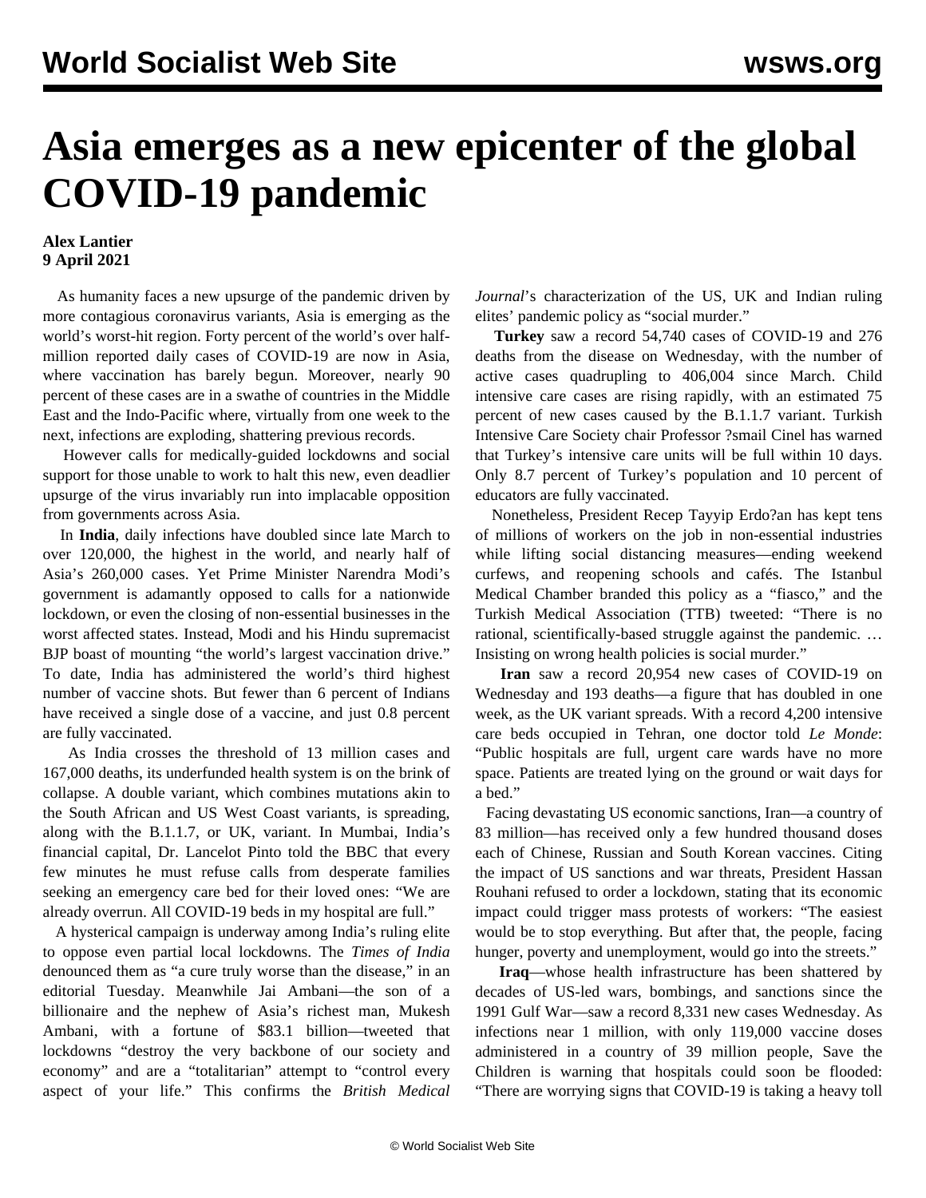# Asia emerges as a new epicenter of the global COVID-19 pandemic

**Alex Lantier**
**9 April 2021**

As humanity faces a new upsurge of the pandemic driven by more contagious coronavirus variants, Asia is emerging as the world's worst-hit region. Forty percent of the world's over half-million reported daily cases of COVID-19 are now in Asia, where vaccination has barely begun. Moreover, nearly 90 percent of these cases are in a swathe of countries in the Middle East and the Indo-Pacific where, virtually from one week to the next, infections are exploding, shattering previous records.

However calls for medically-guided lockdowns and social support for those unable to work to halt this new, even deadlier upsurge of the virus invariably run into implacable opposition from governments across Asia.

In **India**, daily infections have doubled since late March to over 120,000, the highest in the world, and nearly half of Asia's 260,000 cases. Yet Prime Minister Narendra Modi's government is adamantly opposed to calls for a nationwide lockdown, or even the closing of non-essential businesses in the worst affected states. Instead, Modi and his Hindu supremacist BJP boast of mounting "the world's largest vaccination drive." To date, India has administered the world's third highest number of vaccine shots. But fewer than 6 percent of Indians have received a single dose of a vaccine, and just 0.8 percent are fully vaccinated.

As India crosses the threshold of 13 million cases and 167,000 deaths, its underfunded health system is on the brink of collapse. A double variant, which combines mutations akin to the South African and US West Coast variants, is spreading, along with the B.1.1.7, or UK, variant. In Mumbai, India's financial capital, Dr. Lancelot Pinto told the BBC that every few minutes he must refuse calls from desperate families seeking an emergency care bed for their loved ones: "We are already overrun. All COVID-19 beds in my hospital are full."

A hysterical campaign is underway among India's ruling elite to oppose even partial local lockdowns. The *Times of India* denounced them as "a cure truly worse than the disease," in an editorial Tuesday. Meanwhile Jai Ambani—the son of a billionaire and the nephew of Asia's richest man, Mukesh Ambani, with a fortune of $83.1 billion—tweeted that lockdowns "destroy the very backbone of our society and economy" and are a "totalitarian" attempt to "control every aspect of your life." This confirms the *British Medical Journal*'s characterization of the US, UK and Indian ruling elites' pandemic policy as "social murder."

**Turkey** saw a record 54,740 cases of COVID-19 and 276 deaths from the disease on Wednesday, with the number of active cases quadrupling to 406,004 since March. Child intensive care cases are rising rapidly, with an estimated 75 percent of new cases caused by the B.1.1.7 variant. Turkish Intensive Care Society chair Professor ?smail Cinel has warned that Turkey's intensive care units will be full within 10 days. Only 8.7 percent of Turkey's population and 10 percent of educators are fully vaccinated.

Nonetheless, President Recep Tayyip Erdo?an has kept tens of millions of workers on the job in non-essential industries while lifting social distancing measures—ending weekend curfews, and reopening schools and cafés. The Istanbul Medical Chamber branded this policy as a "fiasco," and the Turkish Medical Association (TTB) tweeted: "There is no rational, scientifically-based struggle against the pandemic. … Insisting on wrong health policies is social murder."

**Iran** saw a record 20,954 new cases of COVID-19 on Wednesday and 193 deaths—a figure that has doubled in one week, as the UK variant spreads. With a record 4,200 intensive care beds occupied in Tehran, one doctor told *Le Monde*: "Public hospitals are full, urgent care wards have no more space. Patients are treated lying on the ground or wait days for a bed."

Facing devastating US economic sanctions, Iran—a country of 83 million—has received only a few hundred thousand doses each of Chinese, Russian and South Korean vaccines. Citing the impact of US sanctions and war threats, President Hassan Rouhani refused to order a lockdown, stating that its economic impact could trigger mass protests of workers: "The easiest would be to stop everything. But after that, the people, facing hunger, poverty and unemployment, would go into the streets."

**Iraq**—whose health infrastructure has been shattered by decades of US-led wars, bombings, and sanctions since the 1991 Gulf War—saw a record 8,331 new cases Wednesday. As infections near 1 million, with only 119,000 vaccine doses administered in a country of 39 million people, Save the Children is warning that hospitals could soon be flooded: "There are worrying signs that COVID-19 is taking a heavy toll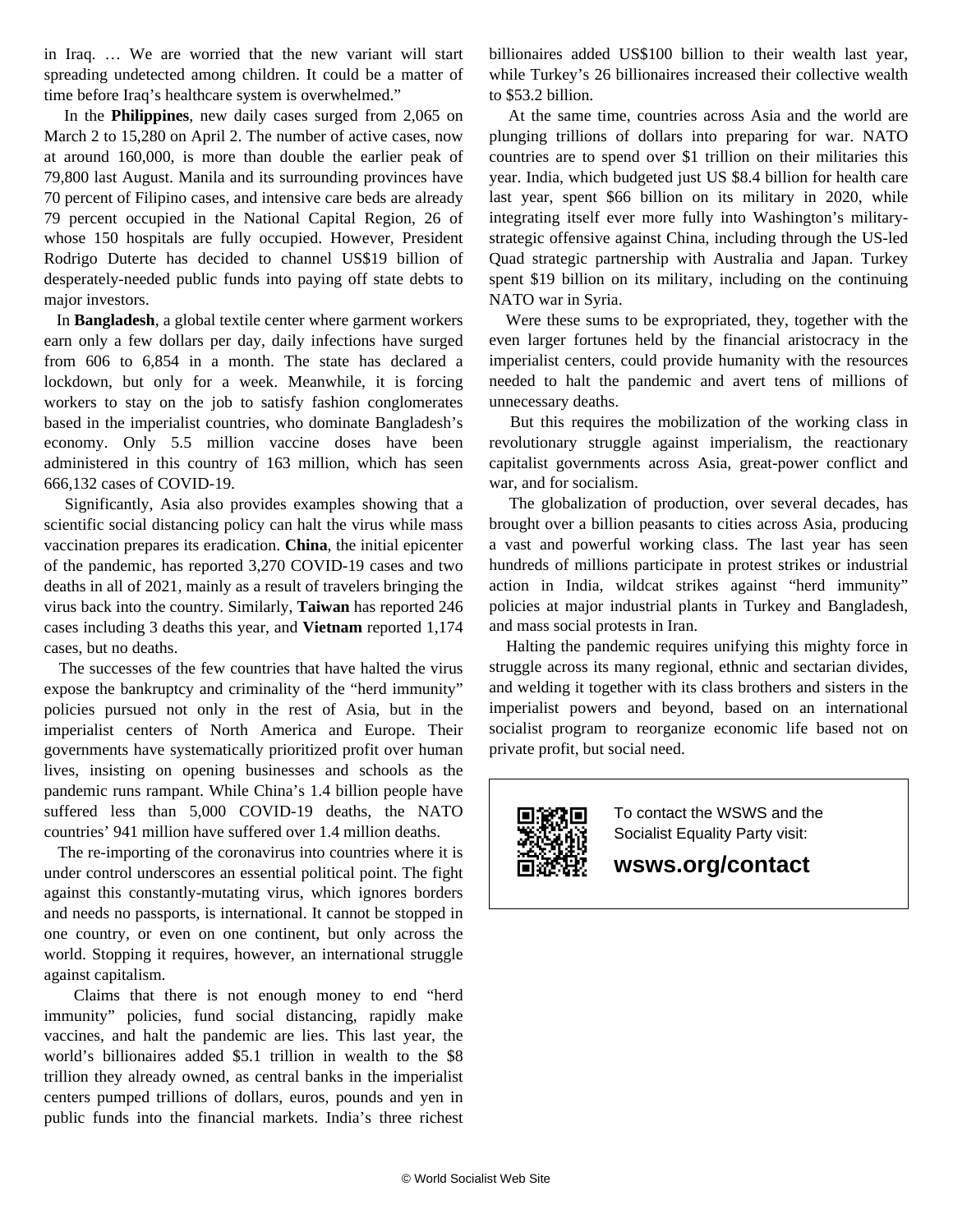in Iraq. … We are worried that the new variant will start spreading undetected among children. It could be a matter of time before Iraq's healthcare system is overwhelmed."

In the **Philippines**, new daily cases surged from 2,065 on March 2 to 15,280 on April 2. The number of active cases, now at around 160,000, is more than double the earlier peak of 79,800 last August. Manila and its surrounding provinces have 70 percent of Filipino cases, and intensive care beds are already 79 percent occupied in the National Capital Region, 26 of whose 150 hospitals are fully occupied. However, President Rodrigo Duterte has decided to channel US$19 billion of desperately-needed public funds into paying off state debts to major investors.

In **Bangladesh**, a global textile center where garment workers earn only a few dollars per day, daily infections have surged from 606 to 6,854 in a month. The state has declared a lockdown, but only for a week. Meanwhile, it is forcing workers to stay on the job to satisfy fashion conglomerates based in the imperialist countries, who dominate Bangladesh's economy. Only 5.5 million vaccine doses have been administered in this country of 163 million, which has seen 666,132 cases of COVID-19.

Significantly, Asia also provides examples showing that a scientific social distancing policy can halt the virus while mass vaccination prepares its eradication. **China**, the initial epicenter of the pandemic, has reported 3,270 COVID-19 cases and two deaths in all of 2021, mainly as a result of travelers bringing the virus back into the country. Similarly, **Taiwan** has reported 246 cases including 3 deaths this year, and **Vietnam** reported 1,174 cases, but no deaths.

The successes of the few countries that have halted the virus expose the bankruptcy and criminality of the "herd immunity" policies pursued not only in the rest of Asia, but in the imperialist centers of North America and Europe. Their governments have systematically prioritized profit over human lives, insisting on opening businesses and schools as the pandemic runs rampant. While China's 1.4 billion people have suffered less than 5,000 COVID-19 deaths, the NATO countries' 941 million have suffered over 1.4 million deaths.

The re-importing of the coronavirus into countries where it is under control underscores an essential political point. The fight against this constantly-mutating virus, which ignores borders and needs no passports, is international. It cannot be stopped in one country, or even on one continent, but only across the world. Stopping it requires, however, an international struggle against capitalism.

Claims that there is not enough money to end "herd immunity" policies, fund social distancing, rapidly make vaccines, and halt the pandemic are lies. This last year, the world's billionaires added $5.1 trillion in wealth to the $8 trillion they already owned, as central banks in the imperialist centers pumped trillions of dollars, euros, pounds and yen in public funds into the financial markets. India's three richest billionaires added US$100 billion to their wealth last year, while Turkey's 26 billionaires increased their collective wealth to $53.2 billion.

At the same time, countries across Asia and the world are plunging trillions of dollars into preparing for war. NATO countries are to spend over $1 trillion on their militaries this year. India, which budgeted just US $8.4 billion for health care last year, spent $66 billion on its military in 2020, while integrating itself ever more fully into Washington's military-strategic offensive against China, including through the US-led Quad strategic partnership with Australia and Japan. Turkey spent $19 billion on its military, including on the continuing NATO war in Syria.

Were these sums to be expropriated, they, together with the even larger fortunes held by the financial aristocracy in the imperialist centers, could provide humanity with the resources needed to halt the pandemic and avert tens of millions of unnecessary deaths.

But this requires the mobilization of the working class in revolutionary struggle against imperialism, the reactionary capitalist governments across Asia, great-power conflict and war, and for socialism.

The globalization of production, over several decades, has brought over a billion peasants to cities across Asia, producing a vast and powerful working class. The last year has seen hundreds of millions participate in protest strikes or industrial action in India, wildcat strikes against "herd immunity" policies at major industrial plants in Turkey and Bangladesh, and mass social protests in Iran.

Halting the pandemic requires unifying this mighty force in struggle across its many regional, ethnic and sectarian divides, and welding it together with its class brothers and sisters in the imperialist powers and beyond, based on an international socialist program to reorganize economic life based not on private profit, but social need.

To contact the WSWS and the Socialist Equality Party visit:

**wsws.org/contact**